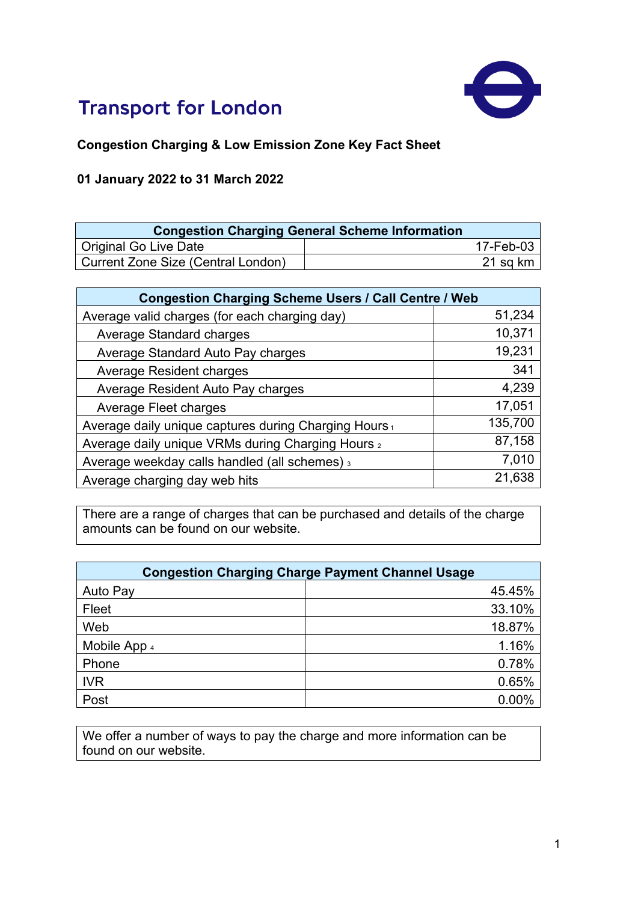# Transport for London

**Congestion Charging & Low Emission Zone Key Fact Sheet**

**01 January 2022 to 31 March 2022**

| Congestion Charging General Scheme Information | |
|---|---|
| Original Go Live Date | 17-Feb-03 |
| Current Zone Size (Central London) | 21 sq km |

| Congestion Charging Scheme Users / Call Centre / Web | |
|---|---|
| Average valid charges (for each charging day) | 51,234 |
| Average Standard charges | 10,371 |
| Average Standard Auto Pay charges | 19,231 |
| Average Resident charges | 341 |
| Average Resident Auto Pay charges | 4,239 |
| Average Fleet charges | 17,051 |
| Average daily unique captures during Charging Hours [1] | 135,700 |
| Average daily unique VRMs during Charging Hours [2] | 87,158 |
| Average weekday calls handled (all schemes) [3] | 7,010 |
| Average charging day web hits | 21,638 |

There are a range of charges that can be purchased and details of the charge amounts can be found on our website.

| Congestion Charging Charge Payment Channel Usage | |
|---|---|
| Auto Pay | 45.45% |
| Fleet | 33.10% |
| Web | 18.87% |
| Mobile App [4] | 1.16% |
| Phone | 0.78% |
| IVR | 0.65% |
| Post | 0.00% |

We offer a number of ways to pay the charge and more information can be found on our website.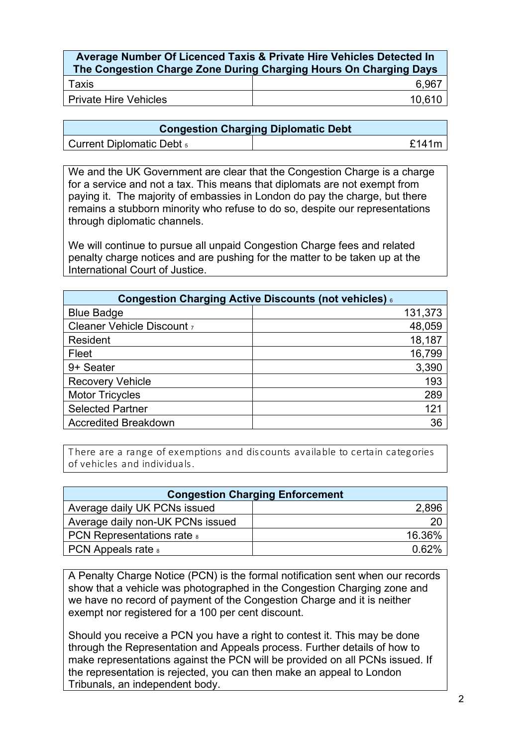| Average Number Of Licenced Taxis & Private Hire Vehicles Detected In The Congestion Charge Zone During Charging Hours On Charging Days | |
|---|---|
| Taxis | 6,967 |
| Private Hire Vehicles | 10,610 |

| Congestion Charging Diplomatic Debt | |
|---|---|
| Current Diplomatic Debt [5] | £141m |

We and the UK Government are clear that the Congestion Charge is a charge for a service and not a tax. This means that diplomats are not exempt from paying it. The majority of embassies in London do pay the charge, but there remains a stubborn minority who refuse to do so, despite our representations through diplomatic channels.

We will continue to pursue all unpaid Congestion Charge fees and related penalty charge notices and are pushing for the matter to be taken up at the International Court of Justice.

| Congestion Charging Active Discounts (not vehicles) [6] | |
|---|---|
| Blue Badge | 131,373 |
| Cleaner Vehicle Discount [7] | 48,059 |
| Resident | 18,187 |
| Fleet | 16,799 |
| 9+ Seater | 3,390 |
| Recovery Vehicle | 193 |
| Motor Tricycles | 289 |
| Selected Partner | 121 |
| Accredited Breakdown | 36 |

There are a range of exemptions and discounts available to certain categories of vehicles and individuals.

| Congestion Charging Enforcement | |
|---|---|
| Average daily UK PCNs issued | 2,896 |
| Average daily non-UK PCNs issued | 20 |
| PCN Representations rate [8] | 16.36% |
| PCN Appeals rate [8] | 0.62% |

A Penalty Charge Notice (PCN) is the formal notification sent when our records show that a vehicle was photographed in the Congestion Charging zone and we have no record of payment of the Congestion Charge and it is neither exempt nor registered for a 100 per cent discount.

Should you receive a PCN you have a right to contest it. This may be done through the Representation and Appeals process. Further details of how to make representations against the PCN will be provided on all PCNs issued. If the representation is rejected, you can then make an appeal to London Tribunals, an independent body.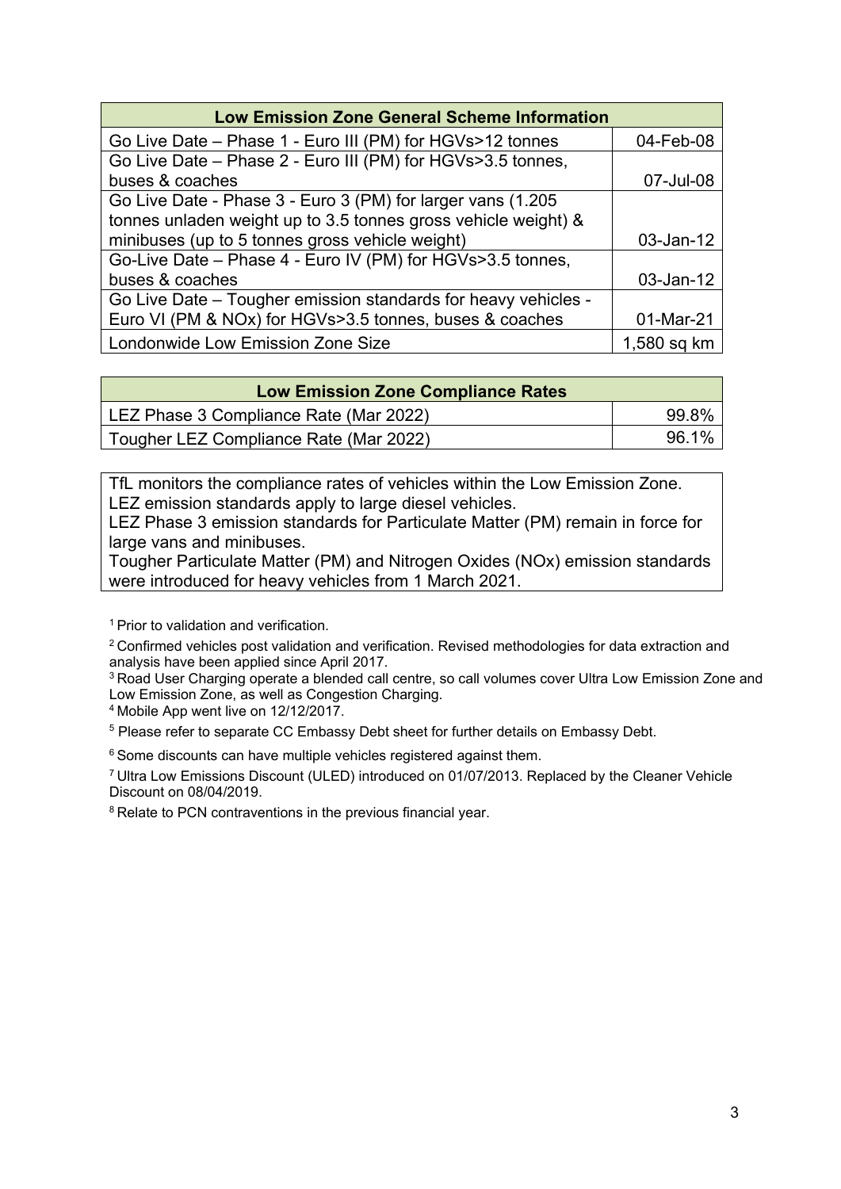| Low Emission Zone General Scheme Information | |
|---|---|
| Go Live Date – Phase 1 - Euro III (PM) for HGVs>12 tonnes | 04-Feb-08 |
| Go Live Date – Phase 2 - Euro III (PM) for HGVs>3.5 tonnes, buses & coaches | 07-Jul-08 |
| Go Live Date - Phase 3 - Euro 3 (PM) for larger vans (1.205 tonnes unladen weight up to 3.5 tonnes gross vehicle weight) & minibuses (up to 5 tonnes gross vehicle weight) | 03-Jan-12 |
| Go-Live Date – Phase 4 - Euro IV (PM) for HGVs>3.5 tonnes, buses & coaches | 03-Jan-12 |
| Go Live Date – Tougher emission standards for heavy vehicles - Euro VI (PM & NOx) for HGVs>3.5 tonnes, buses & coaches | 01-Mar-21 |
| Londonwide Low Emission Zone Size | 1,580 sq km |

| Low Emission Zone Compliance Rates | |
|---|---|
| LEZ Phase 3 Compliance Rate (Mar 2022) | 99.8% |
| Tougher LEZ Compliance Rate (Mar 2022) | 96.1% |

TfL monitors the compliance rates of vehicles within the Low Emission Zone.
LEZ emission standards apply to large diesel vehicles.
LEZ Phase 3 emission standards for Particulate Matter (PM) remain in force for large vans and minibuses.
Tougher Particulate Matter (PM) and Nitrogen Oxides (NOx) emission standards were introduced for heavy vehicles from 1 March 2021.

[1] Prior to validation and verification.

[2] Confirmed vehicles post validation and verification. Revised methodologies for data extraction and analysis have been applied since April 2017.

[3] Road User Charging operate a blended call centre, so call volumes cover Ultra Low Emission Zone and Low Emission Zone, as well as Congestion Charging.

[4] Mobile App went live on 12/12/2017.

[5] Please refer to separate CC Embassy Debt sheet for further details on Embassy Debt.

[6] Some discounts can have multiple vehicles registered against them.

[7] Ultra Low Emissions Discount (ULED) introduced on 01/07/2013. Replaced by the Cleaner Vehicle Discount on 08/04/2019.

[8] Relate to PCN contraventions in the previous financial year.